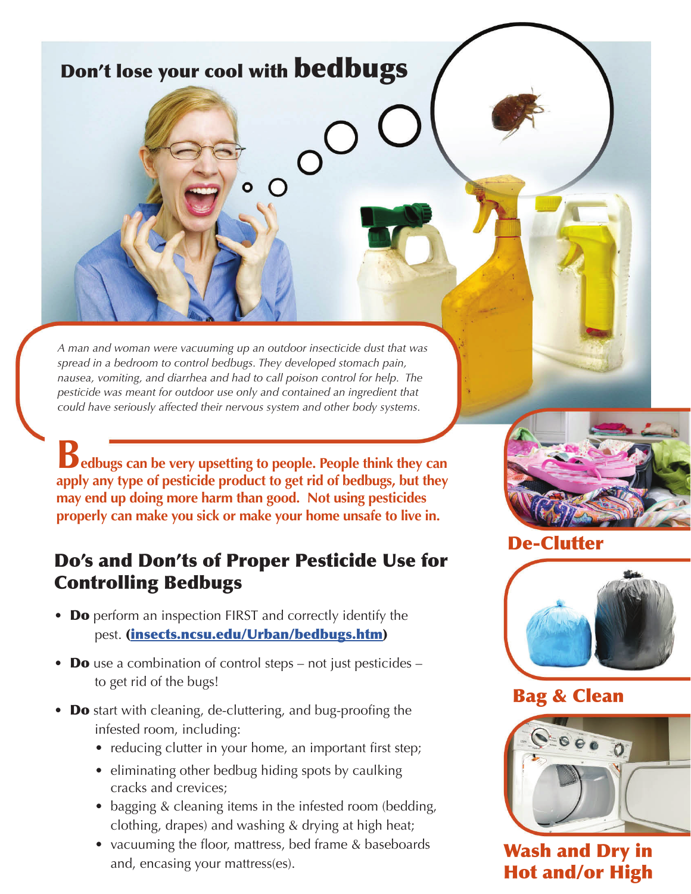# Don't lose your cool with bedbugs

*A man and woman were vacuuming up an outdoor insecticide dust that was spread in a bedroom to control bedbugs. They developed stomach pain, nausea, vomiting, and diarrhea and had to call poison control for help. The pesticide was meant for outdoor use only and contained an ingredient that could have seriously affected their nervous system and other body systems.*

**Bedbugs can be very upsetting to people. People think they can apply any type of pesticide product to get rid of bedbugs, but they may end up doing more harm than good. Not using pesticides properly can make you sick or make your home unsafe to live in.**

## Do's and Don'ts of Proper Pesticide Use for Controlling Bedbugs

- **Do** perform an inspection FIRST and correctly identify the pest. (**insects.ncsu.edu/Urban/bedbugs.htm**)
- **Do** use a combination of control steps – not just pesticides – to get rid of the bugs!
- **Do** start with cleaning, de-cluttering, and bug-proofing the infested room, including:
  - reducing clutter in your home, an important first step;
  - eliminating other bedbug hiding spots by caulking cracks and crevices;
  - bagging & cleaning items in the infested room (bedding, clothing, drapes) and washing & drying at high heat;
  - vacuuming the floor, mattress, bed frame & baseboards and, encasing your mattress(es).

**De-Clutter**

**Bag & Clean**

**Wash and Dry in Hot and/or High**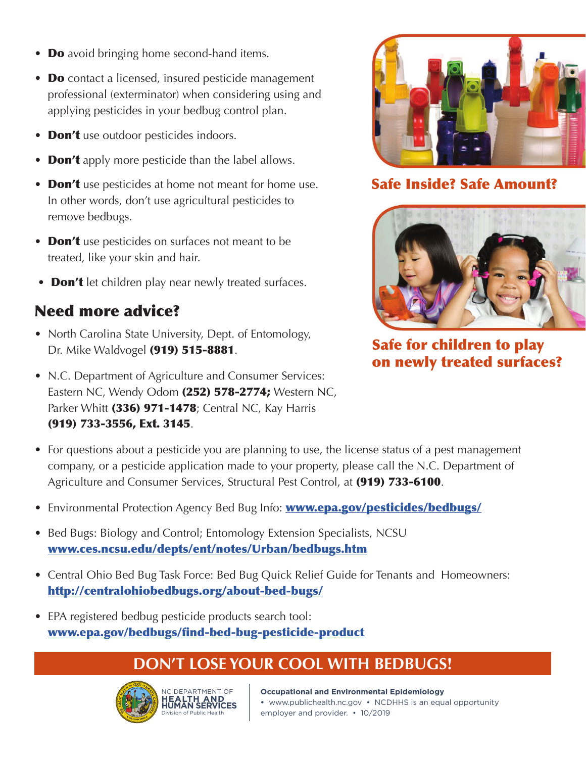- **Do** avoid bringing home second-hand items.
- **Do** contact a licensed, insured pesticide management professional (exterminator) when considering using and applying pesticides in your bedbug control plan.
- **Don't** use outdoor pesticides indoors.
- **Don't** apply more pesticide than the label allows.
- **Don't** use pesticides at home not meant for home use. In other words, don't use agricultural pesticides to remove bedbugs.
- **Don't** use pesticides on surfaces not meant to be treated, like your skin and hair.
- **Don't** let children play near newly treated surfaces.

**Safe Inside? Safe Amount?**

**Safe for children to play on newly treated surfaces?**

## Need more advice?

- North Carolina State University, Dept. of Entomology, Dr. Mike Waldvogel **(919) 515-8881**.
- N.C. Department of Agriculture and Consumer Services: Eastern NC, Wendy Odom **(252) 578-2774;** Western NC, Parker Whitt **(336) 971-1478**; Central NC, Kay Harris **(919) 733-3556, Ext. 3145**.
- For questions about a pesticide you are planning to use, the license status of a pest management company, or a pesticide application made to your property, please call the N.C. Department of Agriculture and Consumer Services, Structural Pest Control, at **(919) 733-6100**.
- Environmental Protection Agency Bed Bug Info: **www.epa.gov/pesticides/bedbugs/**
- Bed Bugs: Biology and Control; Entomology Extension Specialists, NCSU **www.ces.ncsu.edu/depts/ent/notes/Urban/bedbugs.htm**
- Central Ohio Bed Bug Task Force: Bed Bug Quick Relief Guide for Tenants and Homeowners: **http://centralohiobedbugs.org/about-bed-bugs/**
- EPA registered bedbug pesticide products search tool: **www.epa.gov/bedbugs/find-bed-bug-pesticide-product**

## DON'T LOSE YOUR COOL WITH BEDBUGS!

NC DEPARTMENT OF HEALTH AND HUMAN SERVICES
Division of Public Health

**Occupational and Environmental Epidemiology**
• www.publichealth.nc.gov • NCDHHS is an equal opportunity employer and provider. • 10/2019